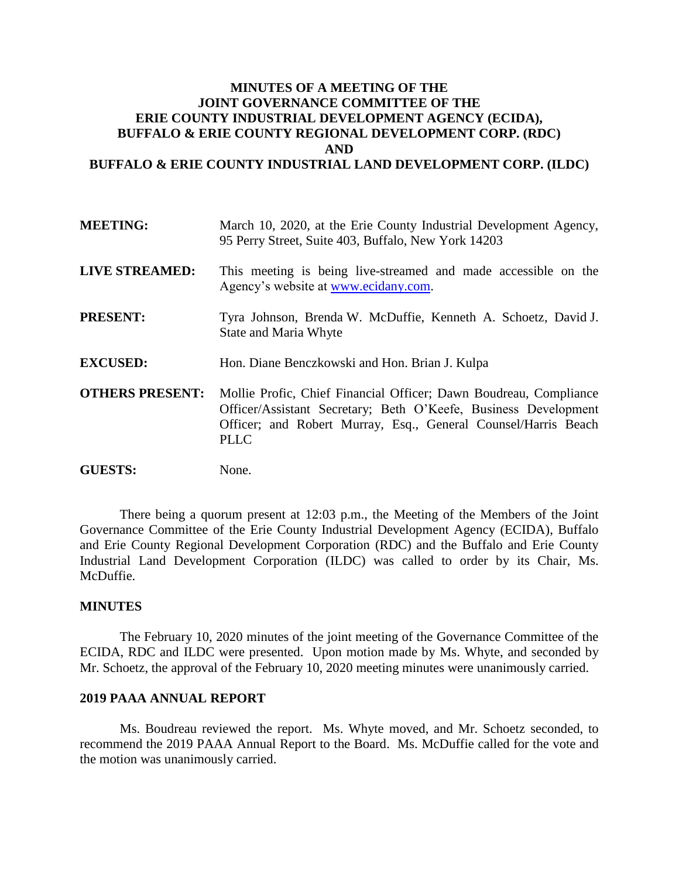# MINUTES OF A MEETING OF THE JOINT GOVERNANCE COMMITTEE OF THE ERIE COUNTY INDUSTRIAL DEVELOPMENT AGENCY (ECIDA), BUFFALO & ERIE COUNTY REGIONAL DEVELOPMENT CORP. (RDC) AND BUFFALO & ERIE COUNTY INDUSTRIAL LAND DEVELOPMENT CORP. (ILDC)

**MEETING:** March 10, 2020, at the Erie County Industrial Development Agency, 95 Perry Street, Suite 403, Buffalo, New York 14203

**LIVE STREAMED:** This meeting is being live-streamed and made accessible on the Agency's website at [www.ecidany.com](www.ecidany.com).

**PRESENT:** Tyra Johnson, Brenda W. McDuffie, Kenneth A. Schoetz, David J. State and Maria Whyte

**EXCUSED:** Hon. Diane Benczkowski and Hon. Brian J. Kulpa

**OTHERS PRESENT:** Mollie Profic, Chief Financial Officer; Dawn Boudreau, Compliance Officer/Assistant Secretary; Beth O'Keefe, Business Development Officer; and Robert Murray, Esq., General Counsel/Harris Beach PLLC

**GUESTS:** None.

There being a quorum present at 12:03 p.m., the Meeting of the Members of the Joint Governance Committee of the Erie County Industrial Development Agency (ECIDA), Buffalo and Erie County Regional Development Corporation (RDC) and the Buffalo and Erie County Industrial Land Development Corporation (ILDC) was called to order by its Chair, Ms. McDuffie.

## MINUTES

The February 10, 2020 minutes of the joint meeting of the Governance Committee of the ECIDA, RDC and ILDC were presented. Upon motion made by Ms. Whyte, and seconded by Mr. Schoetz, the approval of the February 10, 2020 meeting minutes were unanimously carried.

## 2019 PAAA ANNUAL REPORT

Ms. Boudreau reviewed the report. Ms. Whyte moved, and Mr. Schoetz seconded, to recommend the 2019 PAAA Annual Report to the Board. Ms. McDuffie called for the vote and the motion was unanimously carried.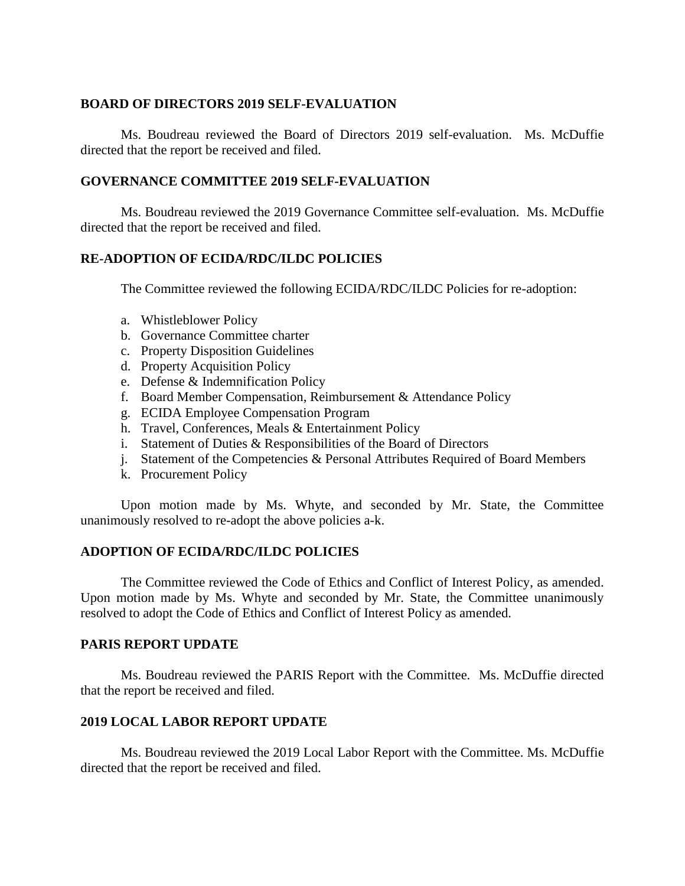**BOARD OF DIRECTORS 2019 SELF-EVALUATION**

Ms. Boudreau reviewed the Board of Directors 2019 self-evaluation. Ms. McDuffie directed that the report be received and filed.

**GOVERNANCE COMMITTEE 2019 SELF-EVALUATION**

Ms. Boudreau reviewed the 2019 Governance Committee self-evaluation. Ms. McDuffie directed that the report be received and filed.

**RE-ADOPTION OF ECIDA/RDC/ILDC POLICIES**

The Committee reviewed the following ECIDA/RDC/ILDC Policies for re-adoption:

a. Whistleblower Policy
b. Governance Committee charter
c. Property Disposition Guidelines
d. Property Acquisition Policy
e. Defense & Indemnification Policy
f. Board Member Compensation, Reimbursement & Attendance Policy
g. ECIDA Employee Compensation Program
h. Travel, Conferences, Meals & Entertainment Policy
i. Statement of Duties & Responsibilities of the Board of Directors
j. Statement of the Competencies & Personal Attributes Required of Board Members
k. Procurement Policy

Upon motion made by Ms. Whyte, and seconded by Mr. State, the Committee unanimously resolved to re-adopt the above policies a-k.

**ADOPTION OF ECIDA/RDC/ILDC POLICIES**

The Committee reviewed the Code of Ethics and Conflict of Interest Policy, as amended. Upon motion made by Ms. Whyte and seconded by Mr. State, the Committee unanimously resolved to adopt the Code of Ethics and Conflict of Interest Policy as amended.

**PARIS REPORT UPDATE**

Ms. Boudreau reviewed the PARIS Report with the Committee. Ms. McDuffie directed that the report be received and filed.

**2019 LOCAL LABOR REPORT UPDATE**

Ms. Boudreau reviewed the 2019 Local Labor Report with the Committee. Ms. McDuffie directed that the report be received and filed.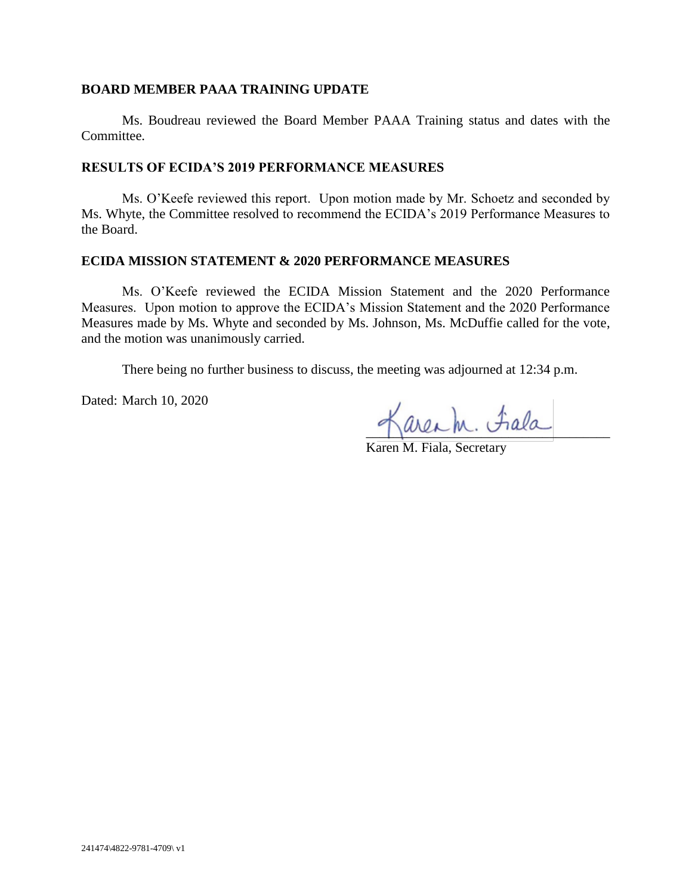## BOARD MEMBER PAAA TRAINING UPDATE

Ms. Boudreau reviewed the Board Member PAAA Training status and dates with the Committee.

## RESULTS OF ECIDA'S 2019 PERFORMANCE MEASURES

Ms. O'Keefe reviewed this report. Upon motion made by Mr. Schoetz and seconded by Ms. Whyte, the Committee resolved to recommend the ECIDA's 2019 Performance Measures to the Board.

## ECIDA MISSION STATEMENT & 2020 PERFORMANCE MEASURES

Ms. O'Keefe reviewed the ECIDA Mission Statement and the 2020 Performance Measures. Upon motion to approve the ECIDA's Mission Statement and the 2020 Performance Measures made by Ms. Whyte and seconded by Ms. Johnson, Ms. McDuffie called for the vote, and the motion was unanimously carried.

There being no further business to discuss, the meeting was adjourned at 12:34 p.m.

Dated: March 10, 2020

Karen M. Fiala

Karen M. Fiala, Secretary

241474\4822-9781-4709\ v1